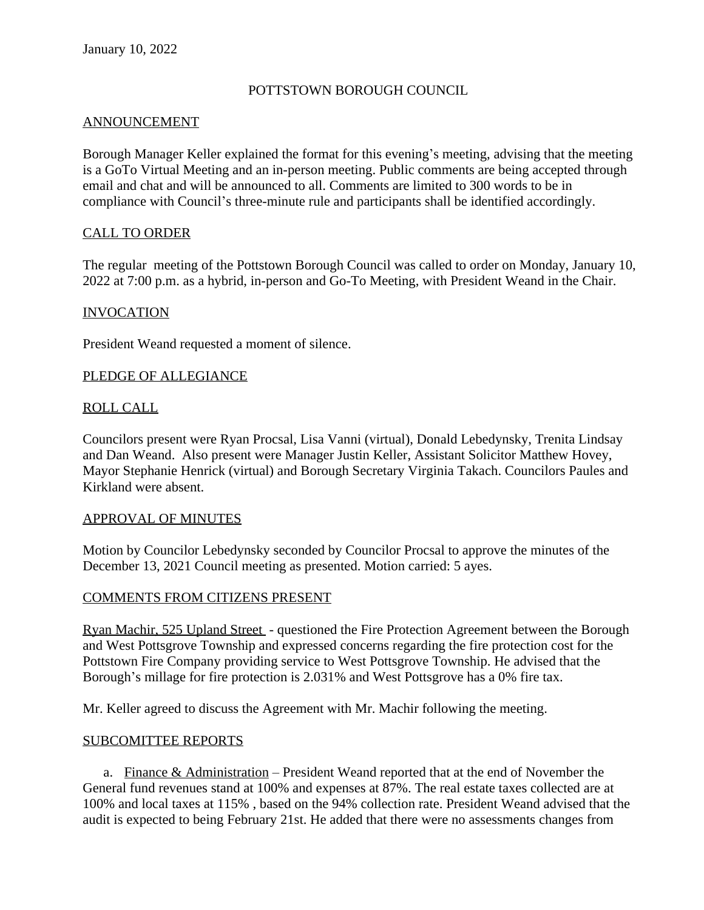January 10, 2022

# POTTSTOWN BOROUGH COUNCIL

## ANNOUNCEMENT

Borough Manager Keller explained the format for this evening's meeting, advising that the meeting is a GoTo Virtual Meeting and an in-person meeting. Public comments are being accepted through email and chat and will be announced to all. Comments are limited to 300 words to be in compliance with Council's three-minute rule and participants shall be identified accordingly.

## CALL TO ORDER

The regular meeting of the Pottstown Borough Council was called to order on Monday, January 10, 2022 at 7:00 p.m. as a hybrid, in-person and Go-To Meeting, with President Weand in the Chair.

## INVOCATION

President Weand requested a moment of silence.

## PLEDGE OF ALLEGIANCE

## ROLL CALL

Councilors present were Ryan Procsal, Lisa Vanni (virtual), Donald Lebedynsky, Trenita Lindsay and Dan Weand. Also present were Manager Justin Keller, Assistant Solicitor Matthew Hovey, Mayor Stephanie Henrick (virtual) and Borough Secretary Virginia Takach. Councilors Paules and Kirkland were absent.

## APPROVAL OF MINUTES

Motion by Councilor Lebedynsky seconded by Councilor Procsal to approve the minutes of the December 13, 2021 Council meeting as presented. Motion carried: 5 ayes.

## COMMENTS FROM CITIZENS PRESENT

Ryan Machir, 525 Upland Street - questioned the Fire Protection Agreement between the Borough and West Pottsgrove Township and expressed concerns regarding the fire protection cost for the Pottstown Fire Company providing service to West Pottsgrove Township. He advised that the Borough's millage for fire protection is 2.031% and West Pottsgrove has a 0% fire tax.

Mr. Keller agreed to discuss the Agreement with Mr. Machir following the meeting.

## SUBCOMITTEE REPORTS

a. Finance & Administration – President Weand reported that at the end of November the General fund revenues stand at 100% and expenses at 87%. The real estate taxes collected are at 100% and local taxes at 115% , based on the 94% collection rate. President Weand advised that the audit is expected to being February 21st. He added that there were no assessments changes from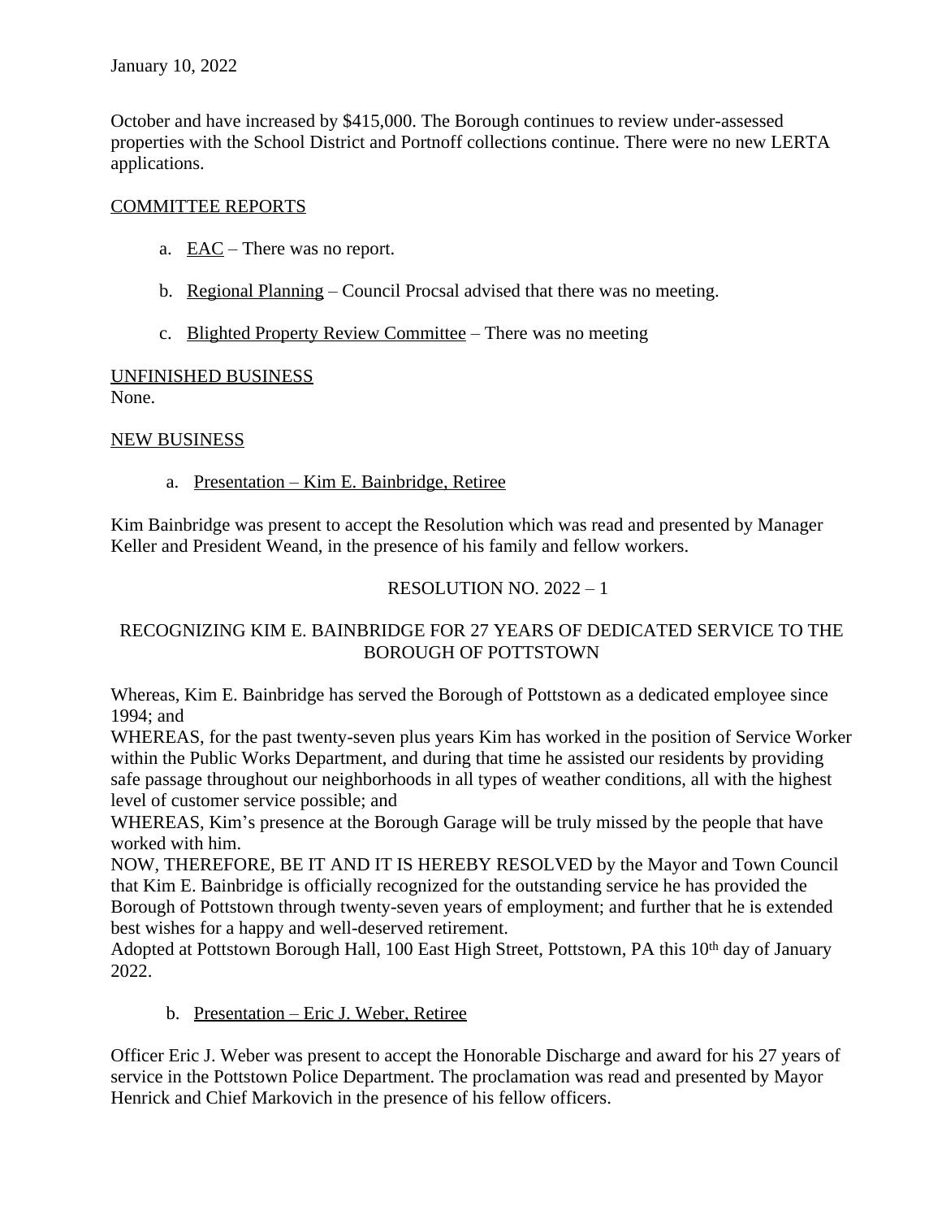January 10, 2022

October and have increased by $415,000. The Borough continues to review under-assessed properties with the School District and Portnoff collections continue. There were no new LERTA applications.

COMMITTEE REPORTS

a. EAC – There was no report.

b. Regional Planning – Council Procsal advised that there was no meeting.

c. Blighted Property Review Committee – There was no meeting

UNFINISHED BUSINESS

None.

NEW BUSINESS

a. Presentation – Kim E. Bainbridge, Retiree

Kim Bainbridge was present to accept the Resolution which was read and presented by Manager Keller and President Weand, in the presence of his family and fellow workers.

RESOLUTION NO. 2022 – 1

RECOGNIZING KIM E. BAINBRIDGE FOR 27 YEARS OF DEDICATED SERVICE TO THE BOROUGH OF POTTSTOWN

Whereas, Kim E. Bainbridge has served the Borough of Pottstown as a dedicated employee since 1994; and

WHEREAS, for the past twenty-seven plus years Kim has worked in the position of Service Worker within the Public Works Department, and during that time he assisted our residents by providing safe passage throughout our neighborhoods in all types of weather conditions, all with the highest level of customer service possible; and

WHEREAS, Kim's presence at the Borough Garage will be truly missed by the people that have worked with him.

NOW, THEREFORE, BE IT AND IT IS HEREBY RESOLVED by the Mayor and Town Council that Kim E. Bainbridge is officially recognized for the outstanding service he has provided the Borough of Pottstown through twenty-seven years of employment; and further that he is extended best wishes for a happy and well-deserved retirement.

Adopted at Pottstown Borough Hall, 100 East High Street, Pottstown, PA this 10th day of January 2022.

b. Presentation – Eric J. Weber, Retiree

Officer Eric J. Weber was present to accept the Honorable Discharge and award for his 27 years of service in the Pottstown Police Department. The proclamation was read and presented by Mayor Henrick and Chief Markovich in the presence of his fellow officers.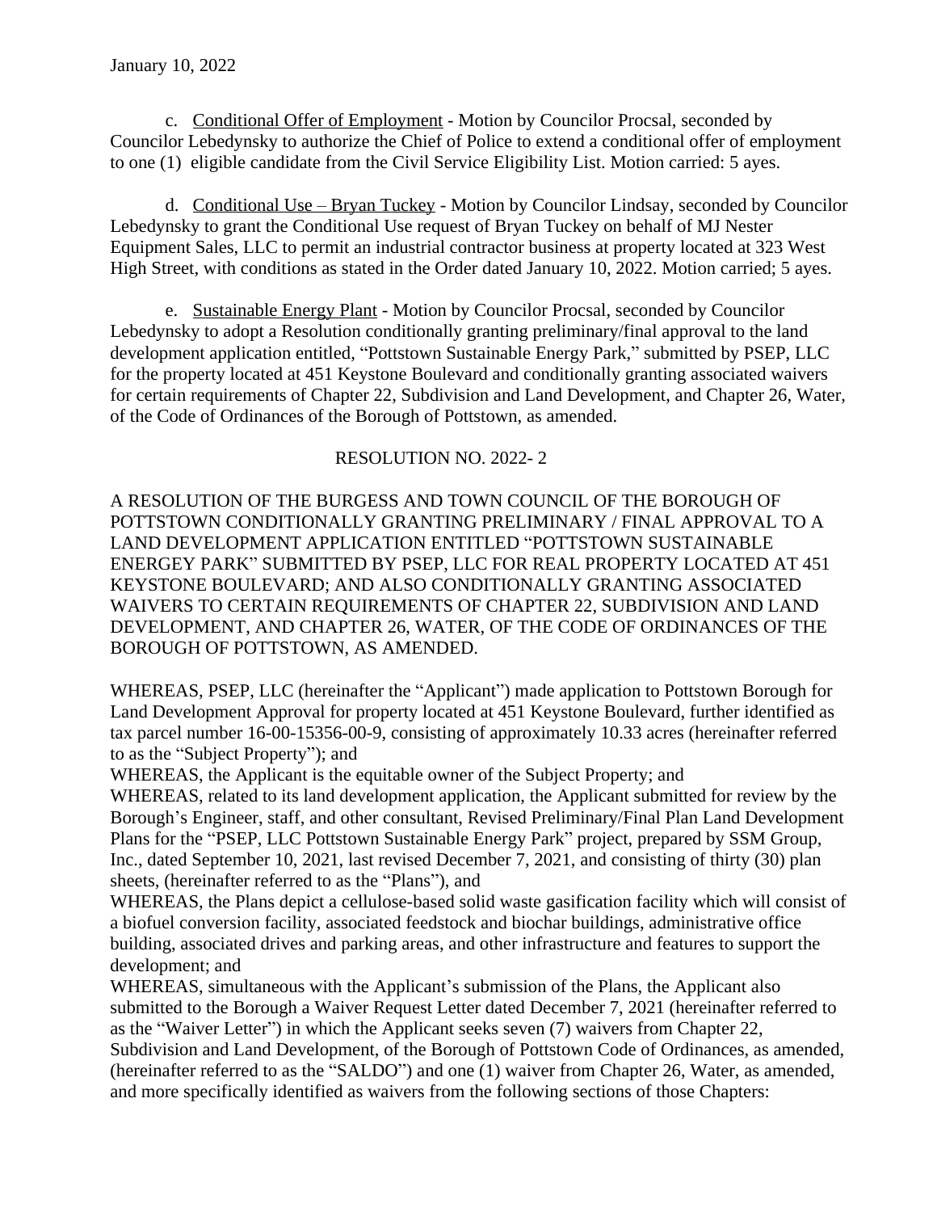January 10, 2022

c. Conditional Offer of Employment - Motion by Councilor Procsal, seconded by Councilor Lebedynsky to authorize the Chief of Police to extend a conditional offer of employment to one (1) eligible candidate from the Civil Service Eligibility List. Motion carried: 5 ayes.

d. Conditional Use – Bryan Tuckey - Motion by Councilor Lindsay, seconded by Councilor Lebedynsky to grant the Conditional Use request of Bryan Tuckey on behalf of MJ Nester Equipment Sales, LLC to permit an industrial contractor business at property located at 323 West High Street, with conditions as stated in the Order dated January 10, 2022. Motion carried; 5 ayes.

e. Sustainable Energy Plant - Motion by Councilor Procsal, seconded by Councilor Lebedynsky to adopt a Resolution conditionally granting preliminary/final approval to the land development application entitled, "Pottstown Sustainable Energy Park," submitted by PSEP, LLC for the property located at 451 Keystone Boulevard and conditionally granting associated waivers for certain requirements of Chapter 22, Subdivision and Land Development, and Chapter 26, Water, of the Code of Ordinances of the Borough of Pottstown, as amended.

RESOLUTION NO. 2022- 2

A RESOLUTION OF THE BURGESS AND TOWN COUNCIL OF THE BOROUGH OF POTTSTOWN CONDITIONALLY GRANTING PRELIMINARY / FINAL APPROVAL TO A LAND DEVELOPMENT APPLICATION ENTITLED "POTTSTOWN SUSTAINABLE ENERGEY PARK" SUBMITTED BY PSEP, LLC FOR REAL PROPERTY LOCATED AT 451 KEYSTONE BOULEVARD; AND ALSO CONDITIONALLY GRANTING ASSOCIATED WAIVERS TO CERTAIN REQUIREMENTS OF CHAPTER 22, SUBDIVISION AND LAND DEVELOPMENT, AND CHAPTER 26, WATER, OF THE CODE OF ORDINANCES OF THE BOROUGH OF POTTSTOWN, AS AMENDED.

WHEREAS, PSEP, LLC (hereinafter the "Applicant") made application to Pottstown Borough for Land Development Approval for property located at 451 Keystone Boulevard, further identified as tax parcel number 16-00-15356-00-9, consisting of approximately 10.33 acres (hereinafter referred to as the "Subject Property"); and

WHEREAS, the Applicant is the equitable owner of the Subject Property; and

WHEREAS, related to its land development application, the Applicant submitted for review by the Borough's Engineer, staff, and other consultant, Revised Preliminary/Final Plan Land Development Plans for the "PSEP, LLC Pottstown Sustainable Energy Park" project, prepared by SSM Group, Inc., dated September 10, 2021, last revised December 7, 2021, and consisting of thirty (30) plan sheets, (hereinafter referred to as the "Plans"), and

WHEREAS, the Plans depict a cellulose-based solid waste gasification facility which will consist of a biofuel conversion facility, associated feedstock and biochar buildings, administrative office building, associated drives and parking areas, and other infrastructure and features to support the development; and

WHEREAS, simultaneous with the Applicant's submission of the Plans, the Applicant also submitted to the Borough a Waiver Request Letter dated December 7, 2021 (hereinafter referred to as the "Waiver Letter") in which the Applicant seeks seven (7) waivers from Chapter 22, Subdivision and Land Development, of the Borough of Pottstown Code of Ordinances, as amended, (hereinafter referred to as the "SALDO") and one (1) waiver from Chapter 26, Water, as amended, and more specifically identified as waivers from the following sections of those Chapters: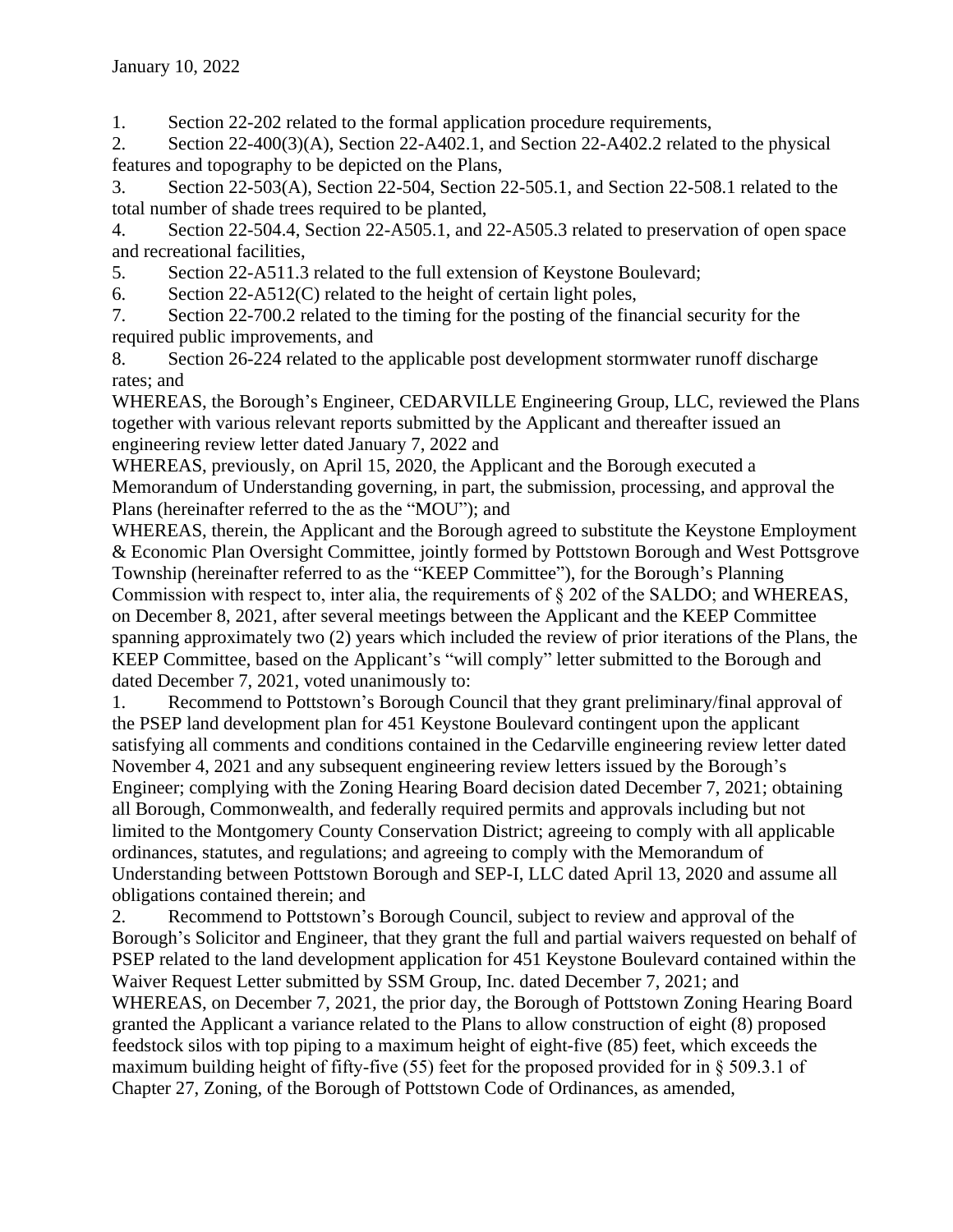January 10, 2022

1. Section 22-202 related to the formal application procedure requirements,
2. Section 22-400(3)(A), Section 22-A402.1, and Section 22-A402.2 related to the physical features and topography to be depicted on the Plans,
3. Section 22-503(A), Section 22-504, Section 22-505.1, and Section 22-508.1 related to the total number of shade trees required to be planted,
4. Section 22-504.4, Section 22-A505.1, and 22-A505.3 related to preservation of open space and recreational facilities,
5. Section 22-A511.3 related to the full extension of Keystone Boulevard;
6. Section 22-A512(C) related to the height of certain light poles,
7. Section 22-700.2 related to the timing for the posting of the financial security for the required public improvements, and
8. Section 26-224 related to the applicable post development stormwater runoff discharge rates; and

WHEREAS, the Borough's Engineer, CEDARVILLE Engineering Group, LLC, reviewed the Plans together with various relevant reports submitted by the Applicant and thereafter issued an engineering review letter dated January 7, 2022 and

WHEREAS, previously, on April 15, 2020, the Applicant and the Borough executed a Memorandum of Understanding governing, in part, the submission, processing, and approval the Plans (hereinafter referred to the as the "MOU"); and

WHEREAS, therein, the Applicant and the Borough agreed to substitute the Keystone Employment & Economic Plan Oversight Committee, jointly formed by Pottstown Borough and West Pottsgrove Township (hereinafter referred to as the "KEEP Committee"), for the Borough's Planning Commission with respect to, inter alia, the requirements of § 202 of the SALDO; and WHEREAS, on December 8, 2021, after several meetings between the Applicant and the KEEP Committee spanning approximately two (2) years which included the review of prior iterations of the Plans, the KEEP Committee, based on the Applicant's "will comply" letter submitted to the Borough and dated December 7, 2021, voted unanimously to:

1. Recommend to Pottstown's Borough Council that they grant preliminary/final approval of the PSEP land development plan for 451 Keystone Boulevard contingent upon the applicant satisfying all comments and conditions contained in the Cedarville engineering review letter dated November 4, 2021 and any subsequent engineering review letters issued by the Borough's Engineer; complying with the Zoning Hearing Board decision dated December 7, 2021; obtaining all Borough, Commonwealth, and federally required permits and approvals including but not limited to the Montgomery County Conservation District; agreeing to comply with all applicable ordinances, statutes, and regulations; and agreeing to comply with the Memorandum of Understanding between Pottstown Borough and SEP-I, LLC dated April 13, 2020 and assume all obligations contained therein; and
2. Recommend to Pottstown's Borough Council, subject to review and approval of the Borough's Solicitor and Engineer, that they grant the full and partial waivers requested on behalf of PSEP related to the land development application for 451 Keystone Boulevard contained within the Waiver Request Letter submitted by SSM Group, Inc. dated December 7, 2021; and

WHEREAS, on December 7, 2021, the prior day, the Borough of Pottstown Zoning Hearing Board granted the Applicant a variance related to the Plans to allow construction of eight (8) proposed feedstock silos with top piping to a maximum height of eight-five (85) feet, which exceeds the maximum building height of fifty-five (55) feet for the proposed provided for in § 509.3.1 of Chapter 27, Zoning, of the Borough of Pottstown Code of Ordinances, as amended,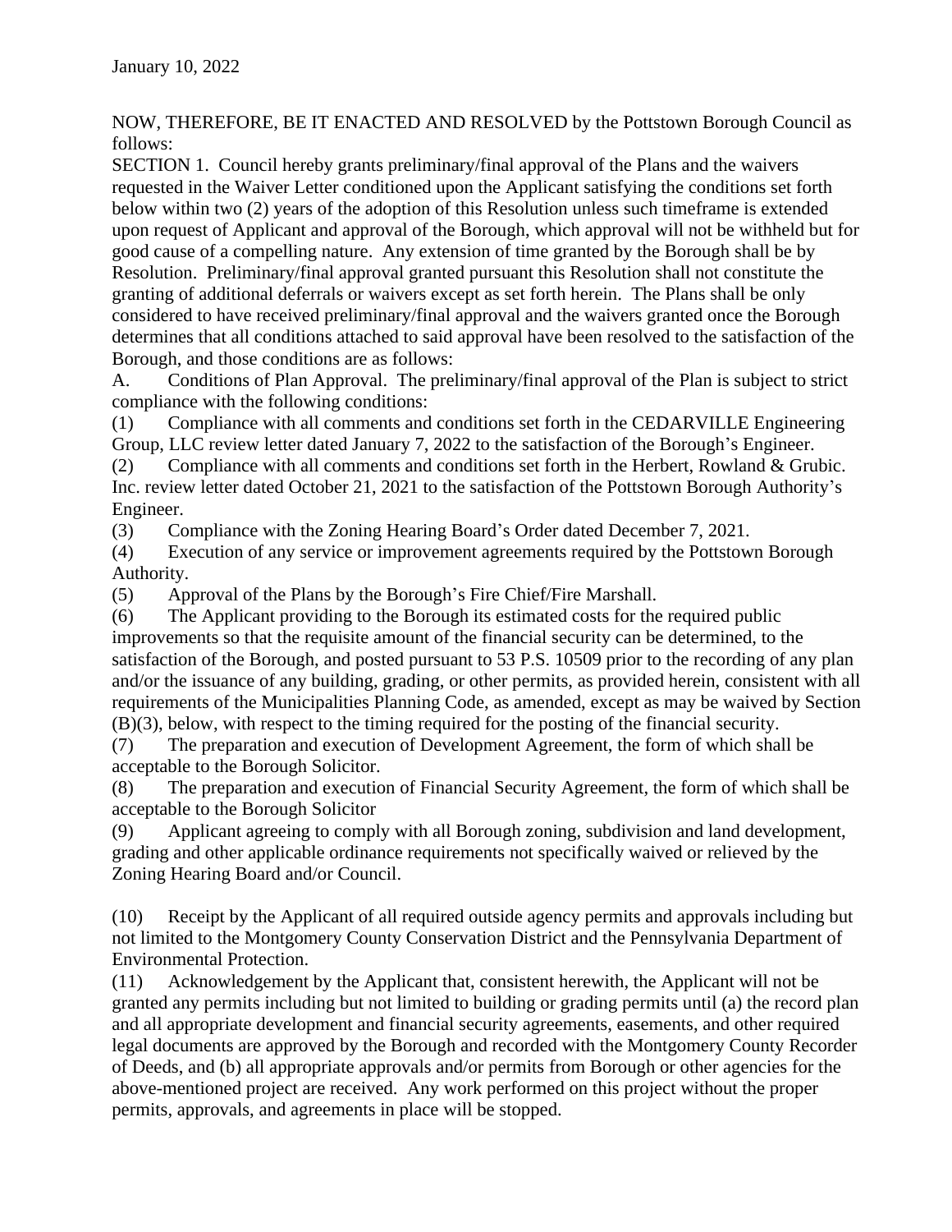January 10, 2022

NOW, THEREFORE, BE IT ENACTED AND RESOLVED by the Pottstown Borough Council as follows:

SECTION 1. Council hereby grants preliminary/final approval of the Plans and the waivers requested in the Waiver Letter conditioned upon the Applicant satisfying the conditions set forth below within two (2) years of the adoption of this Resolution unless such timeframe is extended upon request of Applicant and approval of the Borough, which approval will not be withheld but for good cause of a compelling nature. Any extension of time granted by the Borough shall be by Resolution. Preliminary/final approval granted pursuant this Resolution shall not constitute the granting of additional deferrals or waivers except as set forth herein. The Plans shall be only considered to have received preliminary/final approval and the waivers granted once the Borough determines that all conditions attached to said approval have been resolved to the satisfaction of the Borough, and those conditions are as follows:

A. Conditions of Plan Approval. The preliminary/final approval of the Plan is subject to strict compliance with the following conditions:

(1) Compliance with all comments and conditions set forth in the CEDARVILLE Engineering Group, LLC review letter dated January 7, 2022 to the satisfaction of the Borough's Engineer.

(2) Compliance with all comments and conditions set forth in the Herbert, Rowland & Grubic. Inc. review letter dated October 21, 2021 to the satisfaction of the Pottstown Borough Authority's Engineer.

(3) Compliance with the Zoning Hearing Board's Order dated December 7, 2021.

(4) Execution of any service or improvement agreements required by the Pottstown Borough Authority.

(5) Approval of the Plans by the Borough's Fire Chief/Fire Marshall.

(6) The Applicant providing to the Borough its estimated costs for the required public improvements so that the requisite amount of the financial security can be determined, to the satisfaction of the Borough, and posted pursuant to 53 P.S. 10509 prior to the recording of any plan and/or the issuance of any building, grading, or other permits, as provided herein, consistent with all requirements of the Municipalities Planning Code, as amended, except as may be waived by Section (B)(3), below, with respect to the timing required for the posting of the financial security.

(7) The preparation and execution of Development Agreement, the form of which shall be acceptable to the Borough Solicitor.

(8) The preparation and execution of Financial Security Agreement, the form of which shall be acceptable to the Borough Solicitor

(9) Applicant agreeing to comply with all Borough zoning, subdivision and land development, grading and other applicable ordinance requirements not specifically waived or relieved by the Zoning Hearing Board and/or Council.

(10) Receipt by the Applicant of all required outside agency permits and approvals including but not limited to the Montgomery County Conservation District and the Pennsylvania Department of Environmental Protection.

(11) Acknowledgement by the Applicant that, consistent herewith, the Applicant will not be granted any permits including but not limited to building or grading permits until (a) the record plan and all appropriate development and financial security agreements, easements, and other required legal documents are approved by the Borough and recorded with the Montgomery County Recorder of Deeds, and (b) all appropriate approvals and/or permits from Borough or other agencies for the above-mentioned project are received. Any work performed on this project without the proper permits, approvals, and agreements in place will be stopped.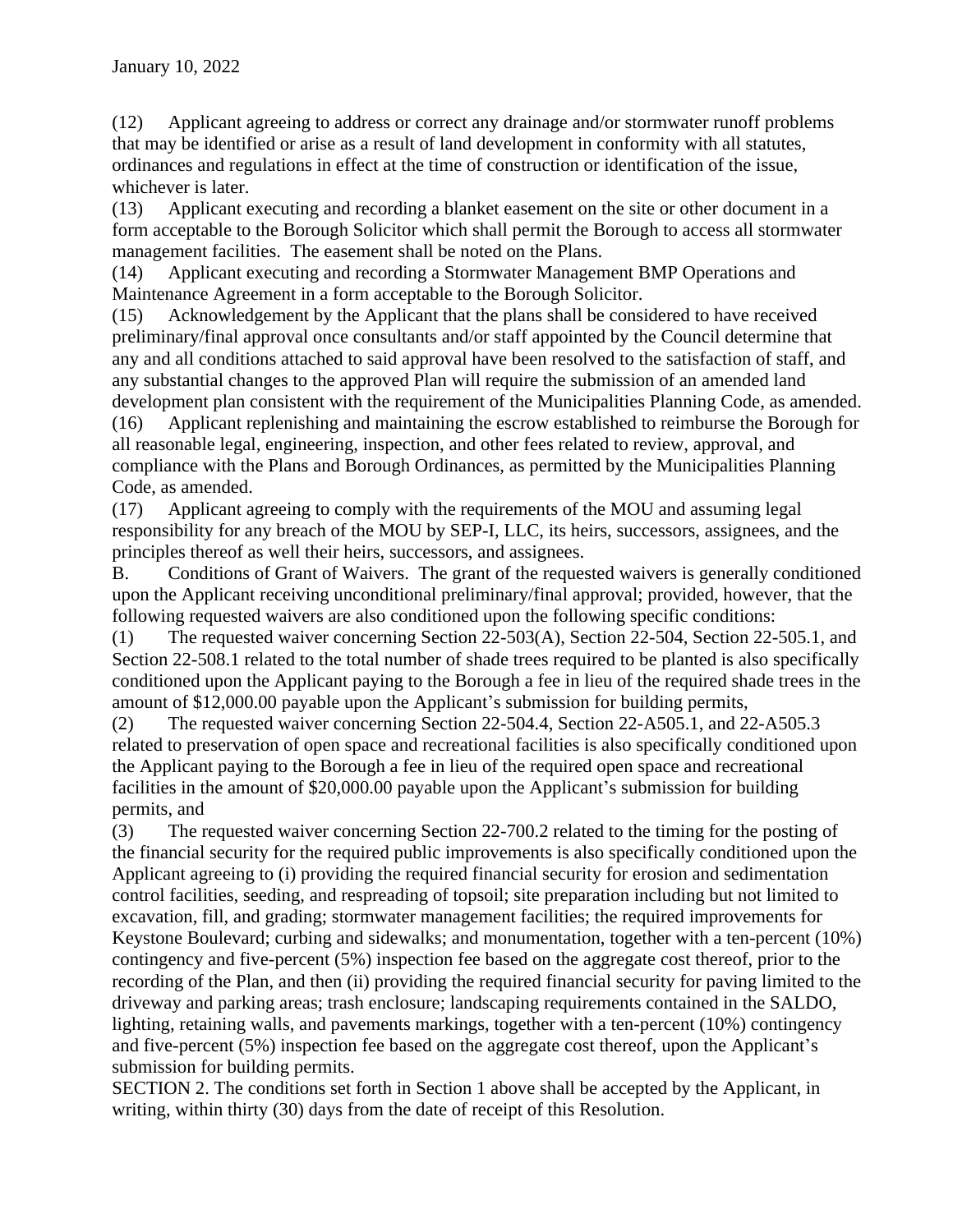January 10, 2022

(12) Applicant agreeing to address or correct any drainage and/or stormwater runoff problems that may be identified or arise as a result of land development in conformity with all statutes, ordinances and regulations in effect at the time of construction or identification of the issue, whichever is later.

(13) Applicant executing and recording a blanket easement on the site or other document in a form acceptable to the Borough Solicitor which shall permit the Borough to access all stormwater management facilities. The easement shall be noted on the Plans.

(14) Applicant executing and recording a Stormwater Management BMP Operations and Maintenance Agreement in a form acceptable to the Borough Solicitor.

(15) Acknowledgement by the Applicant that the plans shall be considered to have received preliminary/final approval once consultants and/or staff appointed by the Council determine that any and all conditions attached to said approval have been resolved to the satisfaction of staff, and any substantial changes to the approved Plan will require the submission of an amended land development plan consistent with the requirement of the Municipalities Planning Code, as amended.

(16) Applicant replenishing and maintaining the escrow established to reimburse the Borough for all reasonable legal, engineering, inspection, and other fees related to review, approval, and compliance with the Plans and Borough Ordinances, as permitted by the Municipalities Planning Code, as amended.

(17) Applicant agreeing to comply with the requirements of the MOU and assuming legal responsibility for any breach of the MOU by SEP-I, LLC, its heirs, successors, assignees, and the principles thereof as well their heirs, successors, and assignees.

B. Conditions of Grant of Waivers. The grant of the requested waivers is generally conditioned upon the Applicant receiving unconditional preliminary/final approval; provided, however, that the following requested waivers are also conditioned upon the following specific conditions:

(1) The requested waiver concerning Section 22-503(A), Section 22-504, Section 22-505.1, and Section 22-508.1 related to the total number of shade trees required to be planted is also specifically conditioned upon the Applicant paying to the Borough a fee in lieu of the required shade trees in the amount of $12,000.00 payable upon the Applicant's submission for building permits,

(2) The requested waiver concerning Section 22-504.4, Section 22-A505.1, and 22-A505.3 related to preservation of open space and recreational facilities is also specifically conditioned upon the Applicant paying to the Borough a fee in lieu of the required open space and recreational facilities in the amount of $20,000.00 payable upon the Applicant's submission for building permits, and

(3) The requested waiver concerning Section 22-700.2 related to the timing for the posting of the financial security for the required public improvements is also specifically conditioned upon the Applicant agreeing to (i) providing the required financial security for erosion and sedimentation control facilities, seeding, and respreading of topsoil; site preparation including but not limited to excavation, fill, and grading; stormwater management facilities; the required improvements for Keystone Boulevard; curbing and sidewalks; and monumentation, together with a ten-percent (10%) contingency and five-percent (5%) inspection fee based on the aggregate cost thereof, prior to the recording of the Plan, and then (ii) providing the required financial security for paving limited to the driveway and parking areas; trash enclosure; landscaping requirements contained in the SALDO, lighting, retaining walls, and pavements markings, together with a ten-percent (10%) contingency and five-percent (5%) inspection fee based on the aggregate cost thereof, upon the Applicant's submission for building permits.

SECTION 2. The conditions set forth in Section 1 above shall be accepted by the Applicant, in writing, within thirty (30) days from the date of receipt of this Resolution.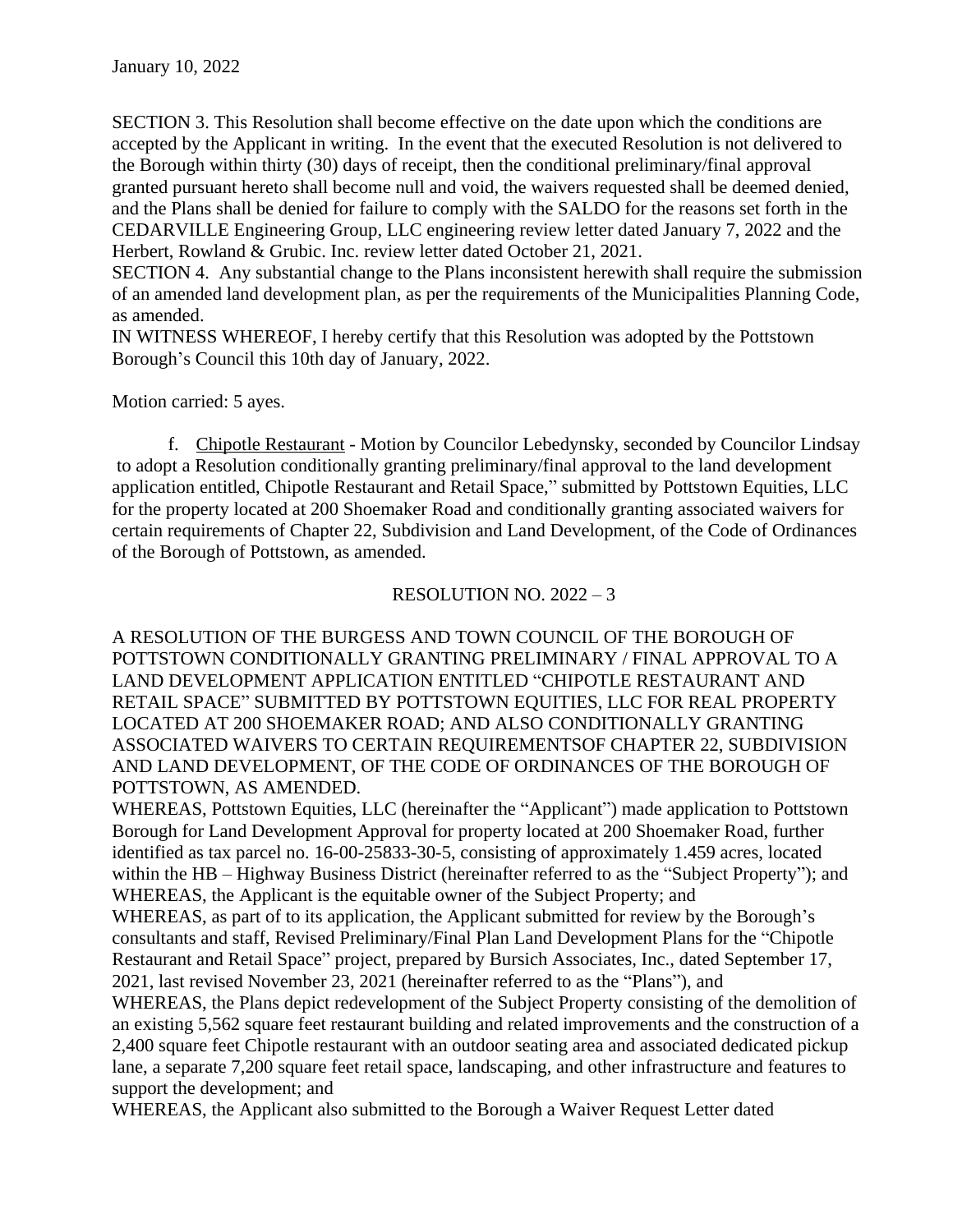January 10, 2022

SECTION 3. This Resolution shall become effective on the date upon which the conditions are accepted by the Applicant in writing. In the event that the executed Resolution is not delivered to the Borough within thirty (30) days of receipt, then the conditional preliminary/final approval granted pursuant hereto shall become null and void, the waivers requested shall be deemed denied, and the Plans shall be denied for failure to comply with the SALDO for the reasons set forth in the CEDARVILLE Engineering Group, LLC engineering review letter dated January 7, 2022 and the Herbert, Rowland & Grubic. Inc. review letter dated October 21, 2021.

SECTION 4. Any substantial change to the Plans inconsistent herewith shall require the submission of an amended land development plan, as per the requirements of the Municipalities Planning Code, as amended.

IN WITNESS WHEREOF, I hereby certify that this Resolution was adopted by the Pottstown Borough's Council this 10th day of January, 2022.

Motion carried: 5 ayes.

f. Chipotle Restaurant - Motion by Councilor Lebedynsky, seconded by Councilor Lindsay to adopt a Resolution conditionally granting preliminary/final approval to the land development application entitled, Chipotle Restaurant and Retail Space," submitted by Pottstown Equities, LLC for the property located at 200 Shoemaker Road and conditionally granting associated waivers for certain requirements of Chapter 22, Subdivision and Land Development, of the Code of Ordinances of the Borough of Pottstown, as amended.

RESOLUTION NO. 2022 – 3

A RESOLUTION OF THE BURGESS AND TOWN COUNCIL OF THE BOROUGH OF POTTSTOWN CONDITIONALLY GRANTING PRELIMINARY / FINAL APPROVAL TO A LAND DEVELOPMENT APPLICATION ENTITLED "CHIPOTLE RESTAURANT AND RETAIL SPACE" SUBMITTED BY POTTSTOWN EQUITIES, LLC FOR REAL PROPERTY LOCATED AT 200 SHOEMAKER ROAD; AND ALSO CONDITIONALLY GRANTING ASSOCIATED WAIVERS TO CERTAIN REQUIREMENTSOF CHAPTER 22, SUBDIVISION AND LAND DEVELOPMENT, OF THE CODE OF ORDINANCES OF THE BOROUGH OF POTTSTOWN, AS AMENDED.

WHEREAS, Pottstown Equities, LLC (hereinafter the "Applicant") made application to Pottstown Borough for Land Development Approval for property located at 200 Shoemaker Road, further identified as tax parcel no. 16-00-25833-30-5, consisting of approximately 1.459 acres, located within the HB – Highway Business District (hereinafter referred to as the "Subject Property"); and

WHEREAS, the Applicant is the equitable owner of the Subject Property; and

WHEREAS, as part of to its application, the Applicant submitted for review by the Borough's consultants and staff, Revised Preliminary/Final Plan Land Development Plans for the "Chipotle Restaurant and Retail Space" project, prepared by Bursich Associates, Inc., dated September 17, 2021, last revised November 23, 2021 (hereinafter referred to as the "Plans"), and

WHEREAS, the Plans depict redevelopment of the Subject Property consisting of the demolition of an existing 5,562 square feet restaurant building and related improvements and the construction of a 2,400 square feet Chipotle restaurant with an outdoor seating area and associated dedicated pickup lane, a separate 7,200 square feet retail space, landscaping, and other infrastructure and features to support the development; and

WHEREAS, the Applicant also submitted to the Borough a Waiver Request Letter dated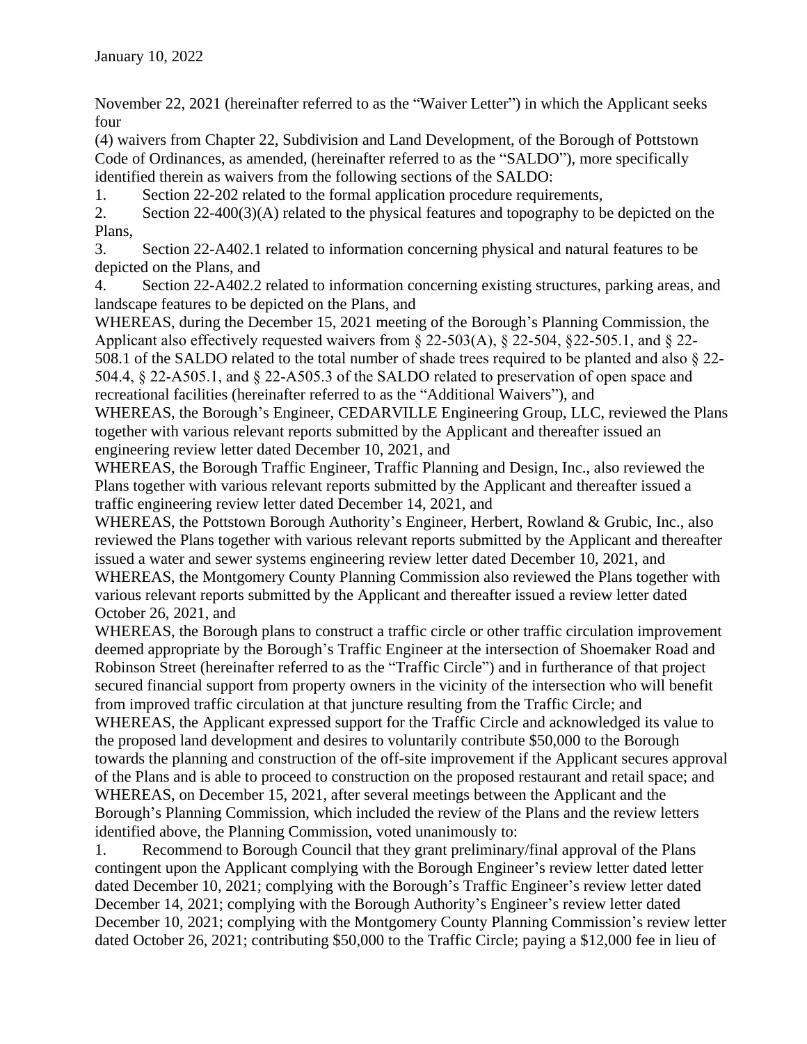November 22, 2021 (hereinafter referred to as the "Waiver Letter") in which the Applicant seeks four (4) waivers from Chapter 22, Subdivision and Land Development, of the Borough of Pottstown Code of Ordinances, as amended, (hereinafter referred to as the "SALDO"), more specifically identified therein as waivers from the following sections of the SALDO:

1. Section 22-202 related to the formal application procedure requirements,
2. Section 22-400(3)(A) related to the physical features and topography to be depicted on the Plans,
3. Section 22-A402.1 related to information concerning physical and natural features to be depicted on the Plans, and
4. Section 22-A402.2 related to information concerning existing structures, parking areas, and landscape features to be depicted on the Plans, and

WHEREAS, during the December 15, 2021 meeting of the Borough's Planning Commission, the Applicant also effectively requested waivers from § 22-503(A), § 22-504, §22-505.1, and § 22-508.1 of the SALDO related to the total number of shade trees required to be planted and also § 22-504.4, § 22-A505.1, and § 22-A505.3 of the SALDO related to preservation of open space and recreational facilities (hereinafter referred to as the "Additional Waivers"), and

WHEREAS, the Borough's Engineer, CEDARVILLE Engineering Group, LLC, reviewed the Plans together with various relevant reports submitted by the Applicant and thereafter issued an engineering review letter dated December 10, 2021, and

WHEREAS, the Borough Traffic Engineer, Traffic Planning and Design, Inc., also reviewed the Plans together with various relevant reports submitted by the Applicant and thereafter issued a traffic engineering review letter dated December 14, 2021, and

WHEREAS, the Pottstown Borough Authority's Engineer, Herbert, Rowland & Grubic, Inc., also reviewed the Plans together with various relevant reports submitted by the Applicant and thereafter issued a water and sewer systems engineering review letter dated December 10, 2021, and

WHEREAS, the Montgomery County Planning Commission also reviewed the Plans together with various relevant reports submitted by the Applicant and thereafter issued a review letter dated October 26, 2021, and

WHEREAS, the Borough plans to construct a traffic circle or other traffic circulation improvement deemed appropriate by the Borough's Traffic Engineer at the intersection of Shoemaker Road and Robinson Street (hereinafter referred to as the "Traffic Circle") and in furtherance of that project secured financial support from property owners in the vicinity of the intersection who will benefit from improved traffic circulation at that juncture resulting from the Traffic Circle; and

WHEREAS, the Applicant expressed support for the Traffic Circle and acknowledged its value to the proposed land development and desires to voluntarily contribute $50,000 to the Borough towards the planning and construction of the off-site improvement if the Applicant secures approval of the Plans and is able to proceed to construction on the proposed restaurant and retail space; and

WHEREAS, on December 15, 2021, after several meetings between the Applicant and the Borough's Planning Commission, which included the review of the Plans and the review letters identified above, the Planning Commission, voted unanimously to:

1. Recommend to Borough Council that they grant preliminary/final approval of the Plans contingent upon the Applicant complying with the Borough Engineer's review letter dated letter dated December 10, 2021; complying with the Borough's Traffic Engineer's review letter dated December 14, 2021; complying with the Borough Authority's Engineer's review letter dated December 10, 2021; complying with the Montgomery County Planning Commission's review letter dated October 26, 2021; contributing $50,000 to the Traffic Circle; paying a $12,000 fee in lieu of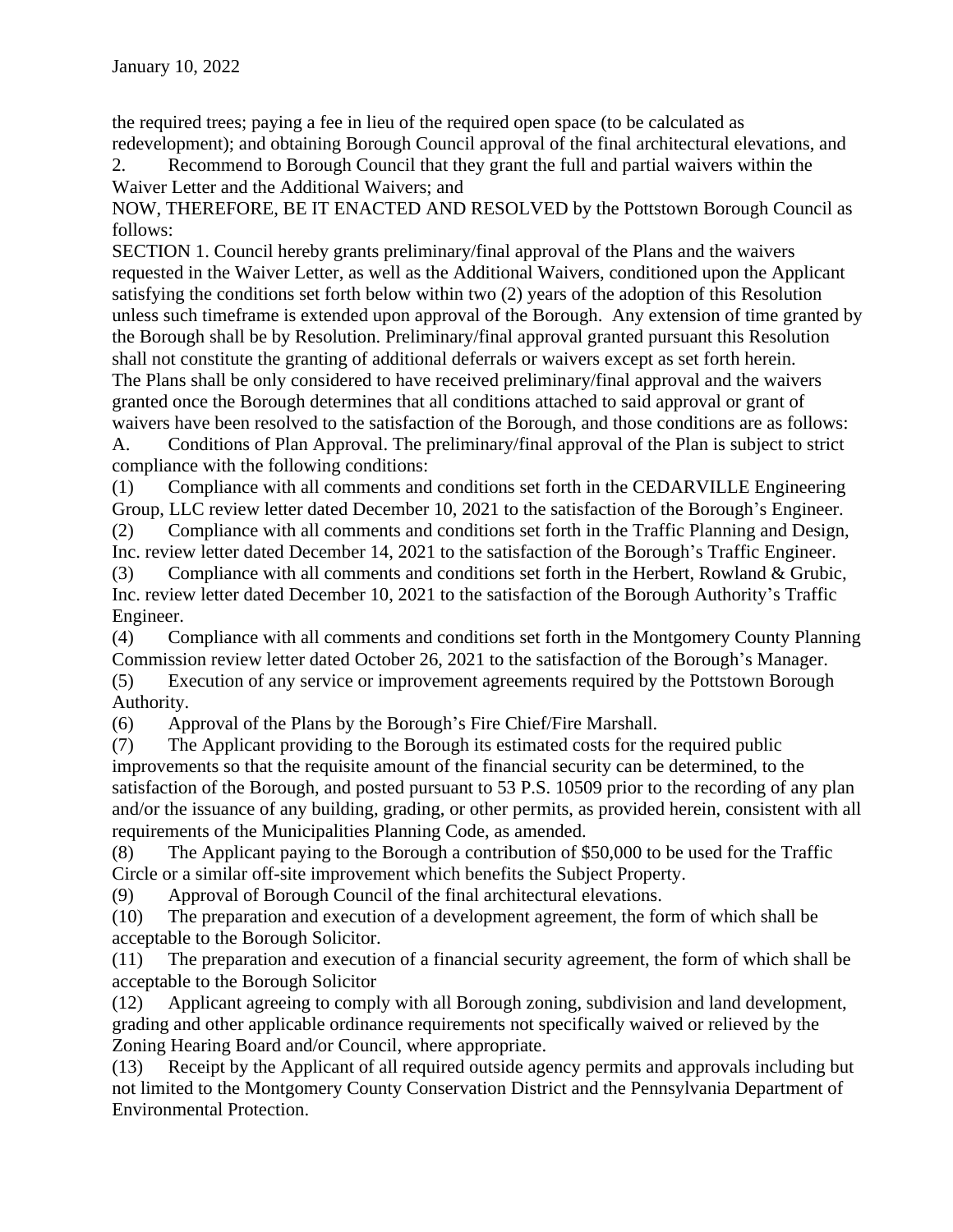the required trees; paying a fee in lieu of the required open space (to be calculated as redevelopment); and obtaining Borough Council approval of the final architectural elevations, and

2. Recommend to Borough Council that they grant the full and partial waivers within the Waiver Letter and the Additional Waivers; and

NOW, THEREFORE, BE IT ENACTED AND RESOLVED by the Pottstown Borough Council as follows:

SECTION 1. Council hereby grants preliminary/final approval of the Plans and the waivers requested in the Waiver Letter, as well as the Additional Waivers, conditioned upon the Applicant satisfying the conditions set forth below within two (2) years of the adoption of this Resolution unless such timeframe is extended upon approval of the Borough. Any extension of time granted by the Borough shall be by Resolution. Preliminary/final approval granted pursuant this Resolution shall not constitute the granting of additional deferrals or waivers except as set forth herein. The Plans shall be only considered to have received preliminary/final approval and the waivers granted once the Borough determines that all conditions attached to said approval or grant of waivers have been resolved to the satisfaction of the Borough, and those conditions are as follows:

A. Conditions of Plan Approval. The preliminary/final approval of the Plan is subject to strict compliance with the following conditions:

(1) Compliance with all comments and conditions set forth in the CEDARVILLE Engineering Group, LLC review letter dated December 10, 2021 to the satisfaction of the Borough's Engineer.

(2) Compliance with all comments and conditions set forth in the Traffic Planning and Design, Inc. review letter dated December 14, 2021 to the satisfaction of the Borough's Traffic Engineer.

(3) Compliance with all comments and conditions set forth in the Herbert, Rowland & Grubic, Inc. review letter dated December 10, 2021 to the satisfaction of the Borough Authority's Traffic Engineer.

(4) Compliance with all comments and conditions set forth in the Montgomery County Planning Commission review letter dated October 26, 2021 to the satisfaction of the Borough's Manager.

(5) Execution of any service or improvement agreements required by the Pottstown Borough Authority.

(6) Approval of the Plans by the Borough's Fire Chief/Fire Marshall.

(7) The Applicant providing to the Borough its estimated costs for the required public improvements so that the requisite amount of the financial security can be determined, to the satisfaction of the Borough, and posted pursuant to 53 P.S. 10509 prior to the recording of any plan and/or the issuance of any building, grading, or other permits, as provided herein, consistent with all requirements of the Municipalities Planning Code, as amended.

(8) The Applicant paying to the Borough a contribution of $50,000 to be used for the Traffic Circle or a similar off-site improvement which benefits the Subject Property.

(9) Approval of Borough Council of the final architectural elevations.

(10) The preparation and execution of a development agreement, the form of which shall be acceptable to the Borough Solicitor.

(11) The preparation and execution of a financial security agreement, the form of which shall be acceptable to the Borough Solicitor

(12) Applicant agreeing to comply with all Borough zoning, subdivision and land development, grading and other applicable ordinance requirements not specifically waived or relieved by the Zoning Hearing Board and/or Council, where appropriate.

(13) Receipt by the Applicant of all required outside agency permits and approvals including but not limited to the Montgomery County Conservation District and the Pennsylvania Department of Environmental Protection.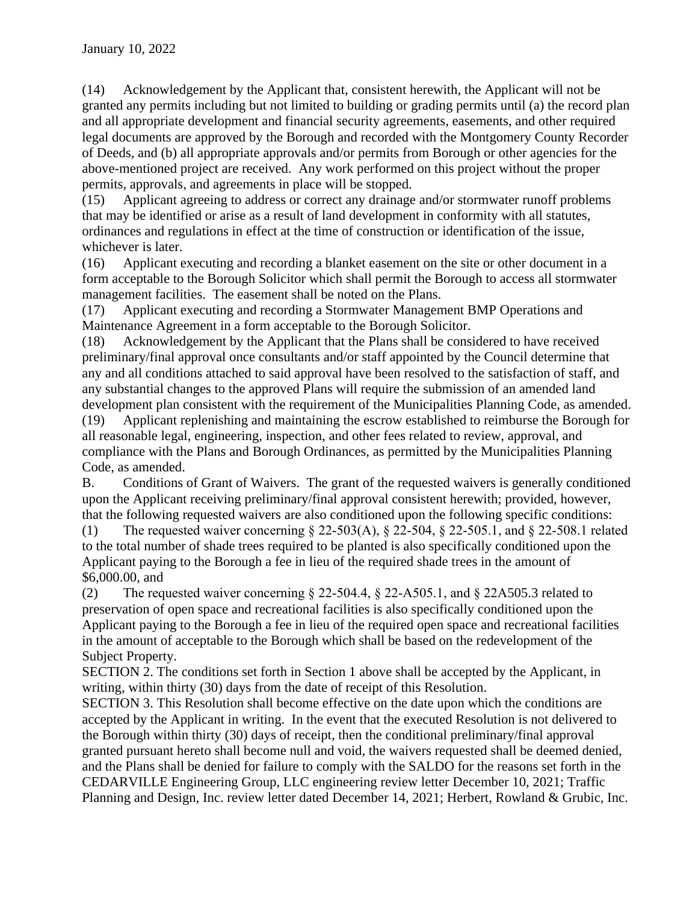(14) Acknowledgement by the Applicant that, consistent herewith, the Applicant will not be granted any permits including but not limited to building or grading permits until (a) the record plan and all appropriate development and financial security agreements, easements, and other required legal documents are approved by the Borough and recorded with the Montgomery County Recorder of Deeds, and (b) all appropriate approvals and/or permits from Borough or other agencies for the above-mentioned project are received. Any work performed on this project without the proper permits, approvals, and agreements in place will be stopped.

(15) Applicant agreeing to address or correct any drainage and/or stormwater runoff problems that may be identified or arise as a result of land development in conformity with all statutes, ordinances and regulations in effect at the time of construction or identification of the issue, whichever is later.

(16) Applicant executing and recording a blanket easement on the site or other document in a form acceptable to the Borough Solicitor which shall permit the Borough to access all stormwater management facilities. The easement shall be noted on the Plans.

(17) Applicant executing and recording a Stormwater Management BMP Operations and Maintenance Agreement in a form acceptable to the Borough Solicitor.

(18) Acknowledgement by the Applicant that the Plans shall be considered to have received preliminary/final approval once consultants and/or staff appointed by the Council determine that any and all conditions attached to said approval have been resolved to the satisfaction of staff, and any substantial changes to the approved Plans will require the submission of an amended land development plan consistent with the requirement of the Municipalities Planning Code, as amended.

(19) Applicant replenishing and maintaining the escrow established to reimburse the Borough for all reasonable legal, engineering, inspection, and other fees related to review, approval, and compliance with the Plans and Borough Ordinances, as permitted by the Municipalities Planning Code, as amended.

B. Conditions of Grant of Waivers. The grant of the requested waivers is generally conditioned upon the Applicant receiving preliminary/final approval consistent herewith; provided, however, that the following requested waivers are also conditioned upon the following specific conditions:

(1) The requested waiver concerning § 22-503(A), § 22-504, § 22-505.1, and § 22-508.1 related to the total number of shade trees required to be planted is also specifically conditioned upon the Applicant paying to the Borough a fee in lieu of the required shade trees in the amount of $6,000.00, and

(2) The requested waiver concerning § 22-504.4, § 22-A505.1, and § 22A505.3 related to preservation of open space and recreational facilities is also specifically conditioned upon the Applicant paying to the Borough a fee in lieu of the required open space and recreational facilities in the amount of acceptable to the Borough which shall be based on the redevelopment of the Subject Property.

SECTION 2. The conditions set forth in Section 1 above shall be accepted by the Applicant, in writing, within thirty (30) days from the date of receipt of this Resolution.

SECTION 3. This Resolution shall become effective on the date upon which the conditions are accepted by the Applicant in writing. In the event that the executed Resolution is not delivered to the Borough within thirty (30) days of receipt, then the conditional preliminary/final approval granted pursuant hereto shall become null and void, the waivers requested shall be deemed denied, and the Plans shall be denied for failure to comply with the SALDO for the reasons set forth in the CEDARVILLE Engineering Group, LLC engineering review letter December 10, 2021; Traffic Planning and Design, Inc. review letter dated December 14, 2021; Herbert, Rowland & Grubic, Inc.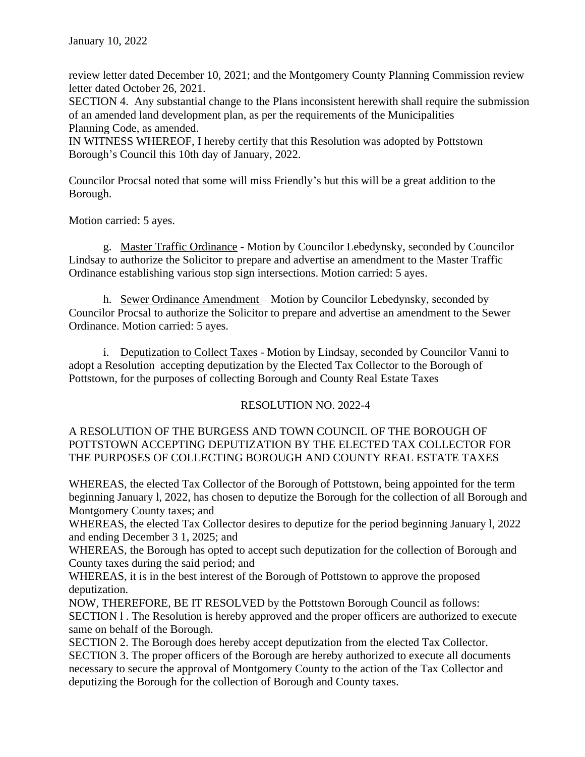January 10, 2022

review letter dated December 10, 2021; and the Montgomery County Planning Commission review letter dated October 26, 2021.

SECTION 4. Any substantial change to the Plans inconsistent herewith shall require the submission of an amended land development plan, as per the requirements of the Municipalities Planning Code, as amended.

IN WITNESS WHEREOF, I hereby certify that this Resolution was adopted by Pottstown Borough's Council this 10th day of January, 2022.

Councilor Procsal noted that some will miss Friendly's but this will be a great addition to the Borough.

Motion carried: 5 ayes.

g. Master Traffic Ordinance - Motion by Councilor Lebedynsky, seconded by Councilor Lindsay to authorize the Solicitor to prepare and advertise an amendment to the Master Traffic Ordinance establishing various stop sign intersections. Motion carried: 5 ayes.

h. Sewer Ordinance Amendment – Motion by Councilor Lebedynsky, seconded by Councilor Procsal to authorize the Solicitor to prepare and advertise an amendment to the Sewer Ordinance. Motion carried: 5 ayes.

i. Deputization to Collect Taxes - Motion by Lindsay, seconded by Councilor Vanni to adopt a Resolution accepting deputization by the Elected Tax Collector to the Borough of Pottstown, for the purposes of collecting Borough and County Real Estate Taxes

RESOLUTION NO. 2022-4

A RESOLUTION OF THE BURGESS AND TOWN COUNCIL OF THE BOROUGH OF POTTSTOWN ACCEPTING DEPUTIZATION BY THE ELECTED TAX COLLECTOR FOR THE PURPOSES OF COLLECTING BOROUGH AND COUNTY REAL ESTATE TAXES

WHEREAS, the elected Tax Collector of the Borough of Pottstown, being appointed for the term beginning January l, 2022, has chosen to deputize the Borough for the collection of all Borough and Montgomery County taxes; and

WHEREAS, the elected Tax Collector desires to deputize for the period beginning January l, 2022 and ending December 3 1, 2025; and

WHEREAS, the Borough has opted to accept such deputization for the collection of Borough and County taxes during the said period; and

WHEREAS, it is in the best interest of the Borough of Pottstown to approve the proposed deputization.

NOW, THEREFORE, BE IT RESOLVED by the Pottstown Borough Council as follows:

SECTION l . The Resolution is hereby approved and the proper officers are authorized to execute same on behalf of the Borough.

SECTION 2. The Borough does hereby accept deputization from the elected Tax Collector.

SECTION 3. The proper officers of the Borough are hereby authorized to execute all documents necessary to secure the approval of Montgomery County to the action of the Tax Collector and deputizing the Borough for the collection of Borough and County taxes.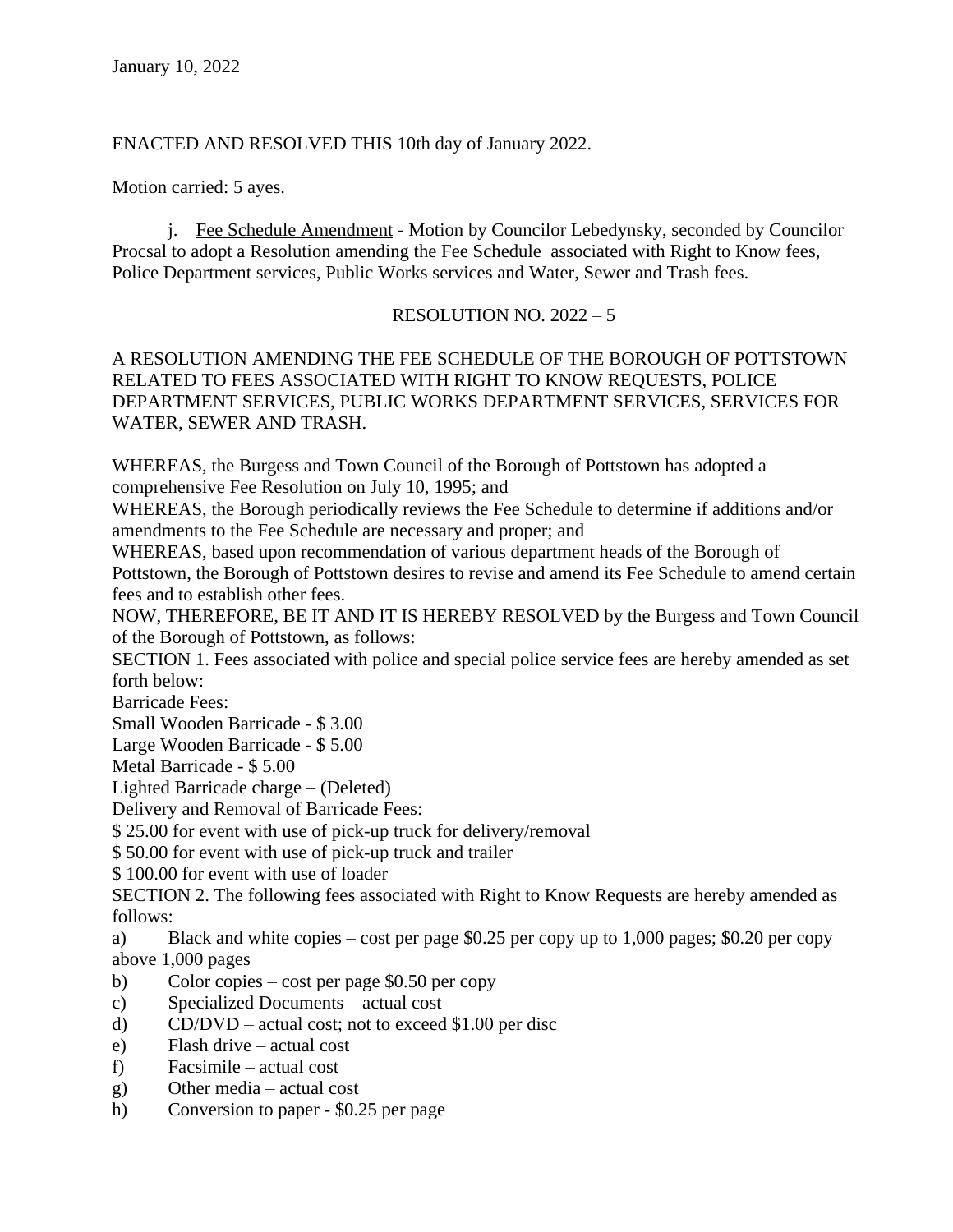ENACTED AND RESOLVED THIS 10th day of January 2022.

Motion carried: 5 ayes.

j. Fee Schedule Amendment - Motion by Councilor Lebedynsky, seconded by Councilor Procsal to adopt a Resolution amending the Fee Schedule associated with Right to Know fees, Police Department services, Public Works services and Water, Sewer and Trash fees.

RESOLUTION NO. 2022 – 5

A RESOLUTION AMENDING THE FEE SCHEDULE OF THE BOROUGH OF POTTSTOWN RELATED TO FEES ASSOCIATED WITH RIGHT TO KNOW REQUESTS, POLICE DEPARTMENT SERVICES, PUBLIC WORKS DEPARTMENT SERVICES, SERVICES FOR WATER, SEWER AND TRASH.

WHEREAS, the Burgess and Town Council of the Borough of Pottstown has adopted a comprehensive Fee Resolution on July 10, 1995; and

WHEREAS, the Borough periodically reviews the Fee Schedule to determine if additions and/or amendments to the Fee Schedule are necessary and proper; and

WHEREAS, based upon recommendation of various department heads of the Borough of Pottstown, the Borough of Pottstown desires to revise and amend its Fee Schedule to amend certain fees and to establish other fees.

NOW, THEREFORE, BE IT AND IT IS HEREBY RESOLVED by the Burgess and Town Council of the Borough of Pottstown, as follows:

SECTION 1. Fees associated with police and special police service fees are hereby amended as set forth below:

Barricade Fees:

Small Wooden Barricade - $ 3.00

Large Wooden Barricade - $ 5.00

Metal Barricade - $ 5.00

Lighted Barricade charge – (Deleted)

Delivery and Removal of Barricade Fees:

$ 25.00 for event with use of pick-up truck for delivery/removal

$ 50.00 for event with use of pick-up truck and trailer

$ 100.00 for event with use of loader

SECTION 2. The following fees associated with Right to Know Requests are hereby amended as follows:

a) Black and white copies – cost per page $0.25 per copy up to 1,000 pages; $0.20 per copy above 1,000 pages

b) Color copies – cost per page $0.50 per copy

c) Specialized Documents – actual cost

d) CD/DVD – actual cost; not to exceed $1.00 per disc

e) Flash drive – actual cost

f) Facsimile – actual cost

g) Other media – actual cost

h) Conversion to paper - $0.25 per page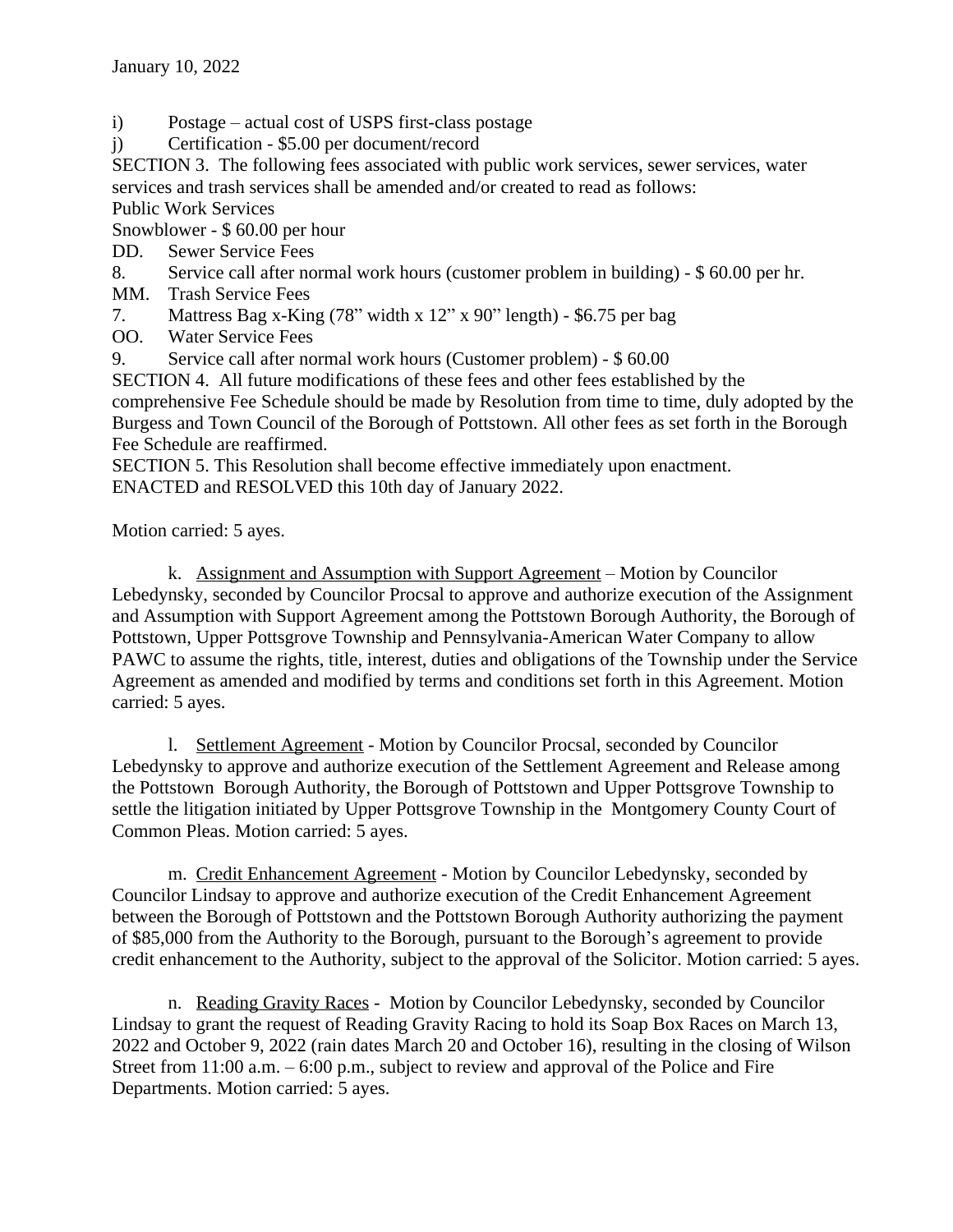i) Postage – actual cost of USPS first-class postage

j) Certification - $5.00 per document/record

SECTION 3. The following fees associated with public work services, sewer services, water services and trash services shall be amended and/or created to read as follows:

Public Work Services

Snowblower - $ 60.00 per hour

DD. Sewer Service Fees

8. Service call after normal work hours (customer problem in building) - $ 60.00 per hr.

MM. Trash Service Fees

7. Mattress Bag x-King (78" width x 12" x 90" length) - $6.75 per bag

OO. Water Service Fees

9. Service call after normal work hours (Customer problem) - $ 60.00

SECTION 4. All future modifications of these fees and other fees established by the comprehensive Fee Schedule should be made by Resolution from time to time, duly adopted by the Burgess and Town Council of the Borough of Pottstown. All other fees as set forth in the Borough Fee Schedule are reaffirmed.

SECTION 5. This Resolution shall become effective immediately upon enactment.

ENACTED and RESOLVED this 10th day of January 2022.

Motion carried: 5 ayes.

k. Assignment and Assumption with Support Agreement – Motion by Councilor Lebedynsky, seconded by Councilor Procsal to approve and authorize execution of the Assignment and Assumption with Support Agreement among the Pottstown Borough Authority, the Borough of Pottstown, Upper Pottsgrove Township and Pennsylvania-American Water Company to allow PAWC to assume the rights, title, interest, duties and obligations of the Township under the Service Agreement as amended and modified by terms and conditions set forth in this Agreement. Motion carried: 5 ayes.

l. Settlement Agreement - Motion by Councilor Procsal, seconded by Councilor Lebedynsky to approve and authorize execution of the Settlement Agreement and Release among the Pottstown Borough Authority, the Borough of Pottstown and Upper Pottsgrove Township to settle the litigation initiated by Upper Pottsgrove Township in the Montgomery County Court of Common Pleas. Motion carried: 5 ayes.

m. Credit Enhancement Agreement - Motion by Councilor Lebedynsky, seconded by Councilor Lindsay to approve and authorize execution of the Credit Enhancement Agreement between the Borough of Pottstown and the Pottstown Borough Authority authorizing the payment of $85,000 from the Authority to the Borough, pursuant to the Borough's agreement to provide credit enhancement to the Authority, subject to the approval of the Solicitor. Motion carried: 5 ayes.

n. Reading Gravity Races - Motion by Councilor Lebedynsky, seconded by Councilor Lindsay to grant the request of Reading Gravity Racing to hold its Soap Box Races on March 13, 2022 and October 9, 2022 (rain dates March 20 and October 16), resulting in the closing of Wilson Street from 11:00 a.m. – 6:00 p.m., subject to review and approval of the Police and Fire Departments. Motion carried: 5 ayes.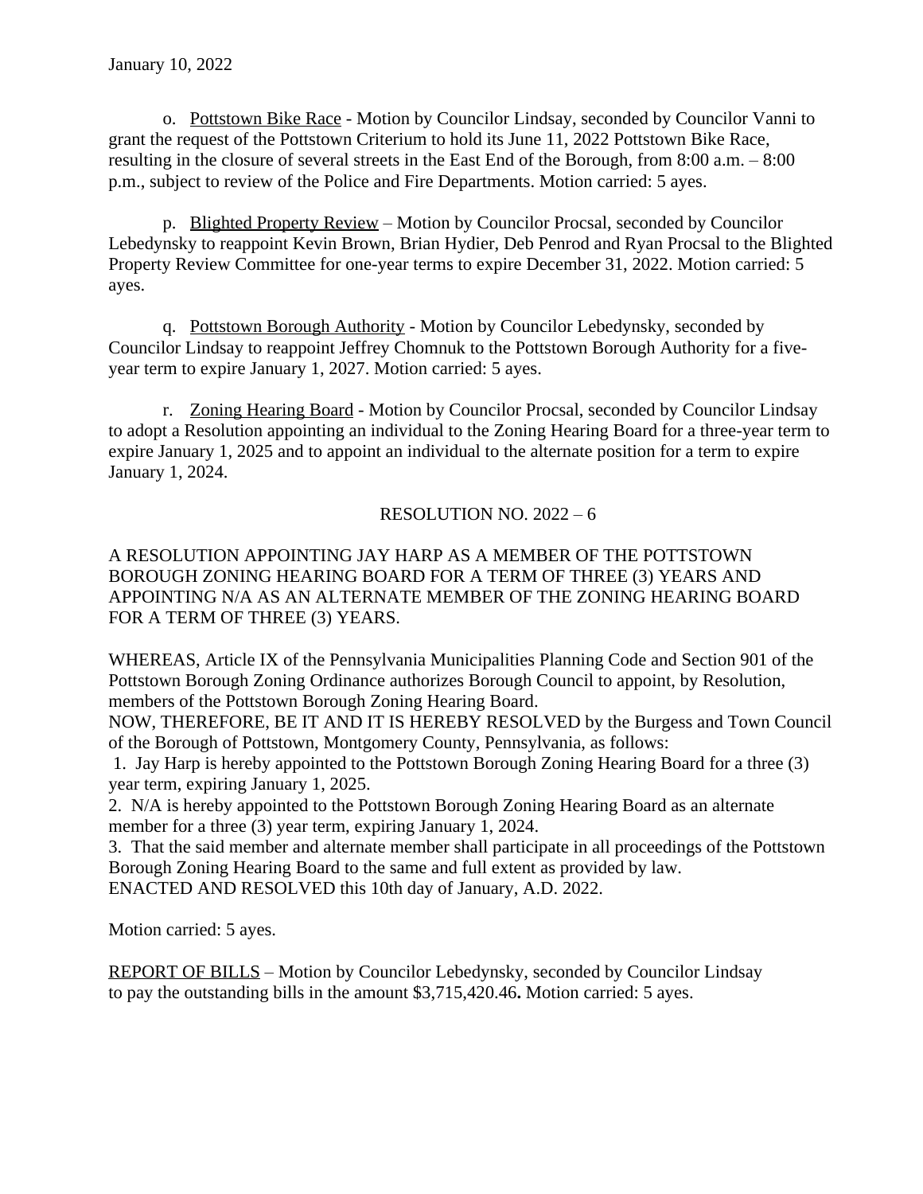January 10, 2022

o. Pottstown Bike Race - Motion by Councilor Lindsay, seconded by Councilor Vanni to grant the request of the Pottstown Criterium to hold its June 11, 2022 Pottstown Bike Race, resulting in the closure of several streets in the East End of the Borough, from 8:00 a.m. – 8:00 p.m., subject to review of the Police and Fire Departments. Motion carried: 5 ayes.

p. Blighted Property Review – Motion by Councilor Procsal, seconded by Councilor Lebedynsky to reappoint Kevin Brown, Brian Hydier, Deb Penrod and Ryan Procsal to the Blighted Property Review Committee for one-year terms to expire December 31, 2022. Motion carried: 5 ayes.

q. Pottstown Borough Authority - Motion by Councilor Lebedynsky, seconded by Councilor Lindsay to reappoint Jeffrey Chomnuk to the Pottstown Borough Authority for a five-year term to expire January 1, 2027. Motion carried: 5 ayes.

r. Zoning Hearing Board - Motion by Councilor Procsal, seconded by Councilor Lindsay to adopt a Resolution appointing an individual to the Zoning Hearing Board for a three-year term to expire January 1, 2025 and to appoint an individual to the alternate position for a term to expire January 1, 2024.

RESOLUTION NO. 2022 – 6

A RESOLUTION APPOINTING JAY HARP AS A MEMBER OF THE POTTSTOWN BOROUGH ZONING HEARING BOARD FOR A TERM OF THREE (3) YEARS AND APPOINTING N/A AS AN ALTERNATE MEMBER OF THE ZONING HEARING BOARD FOR A TERM OF THREE (3) YEARS.

WHEREAS, Article IX of the Pennsylvania Municipalities Planning Code and Section 901 of the Pottstown Borough Zoning Ordinance authorizes Borough Council to appoint, by Resolution, members of the Pottstown Borough Zoning Hearing Board.
NOW, THEREFORE, BE IT AND IT IS HEREBY RESOLVED by the Burgess and Town Council of the Borough of Pottstown, Montgomery County, Pennsylvania, as follows:
1. Jay Harp is hereby appointed to the Pottstown Borough Zoning Hearing Board for a three (3) year term, expiring January 1, 2025.
2. N/A is hereby appointed to the Pottstown Borough Zoning Hearing Board as an alternate member for a three (3) year term, expiring January 1, 2024.
3. That the said member and alternate member shall participate in all proceedings of the Pottstown Borough Zoning Hearing Board to the same and full extent as provided by law.
ENACTED AND RESOLVED this 10th day of January, A.D. 2022.

Motion carried: 5 ayes.

REPORT OF BILLS – Motion by Councilor Lebedynsky, seconded by Councilor Lindsay to pay the outstanding bills in the amount $3,715,420.46**.** Motion carried: 5 ayes.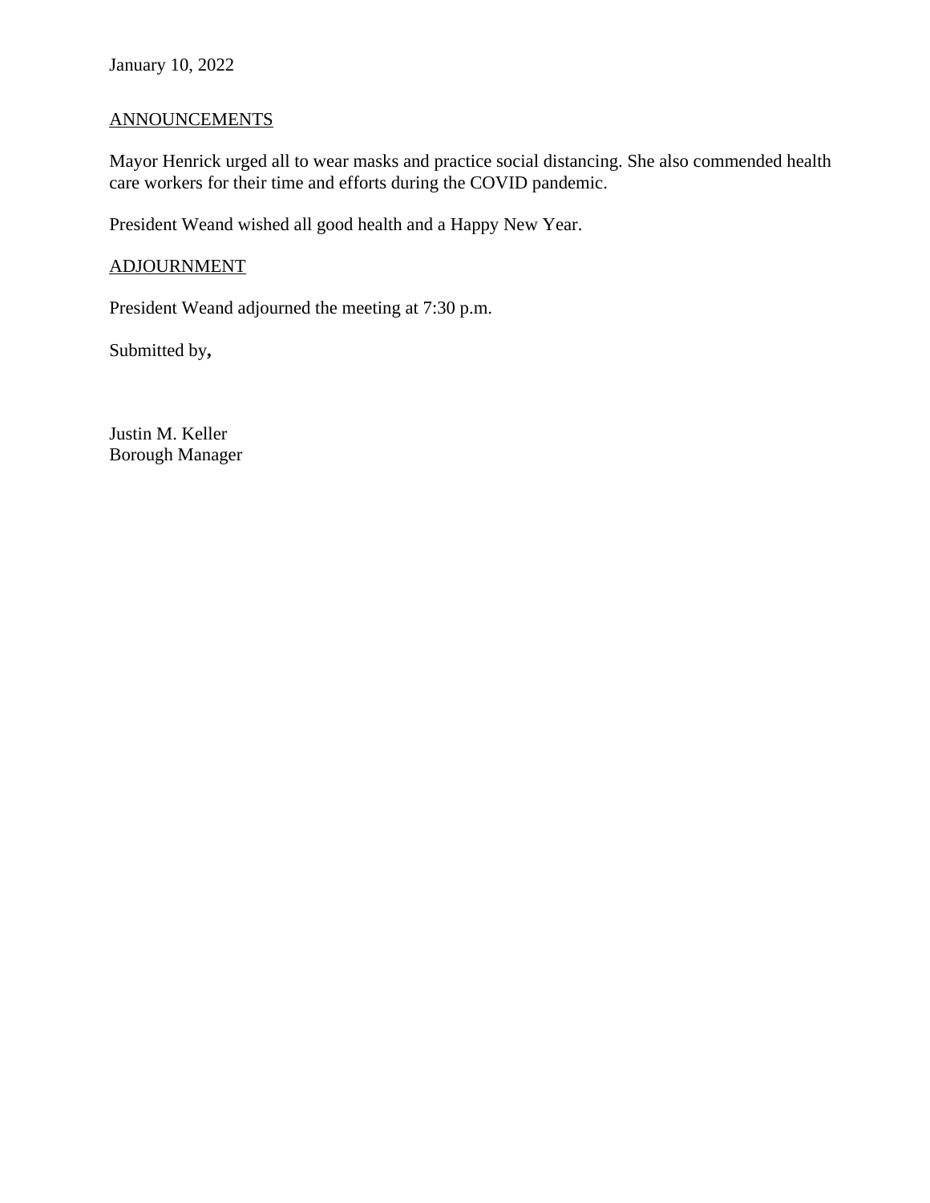January 10, 2022

ANNOUNCEMENTS

Mayor Henrick urged all to wear masks and practice social distancing. She also commended health care workers for their time and efforts during the COVID pandemic.

President Weand wished all good health and a Happy New Year.

ADJOURNMENT

President Weand adjourned the meeting at 7:30 p.m.

Submitted by**,**

Justin M. Keller
Borough Manager